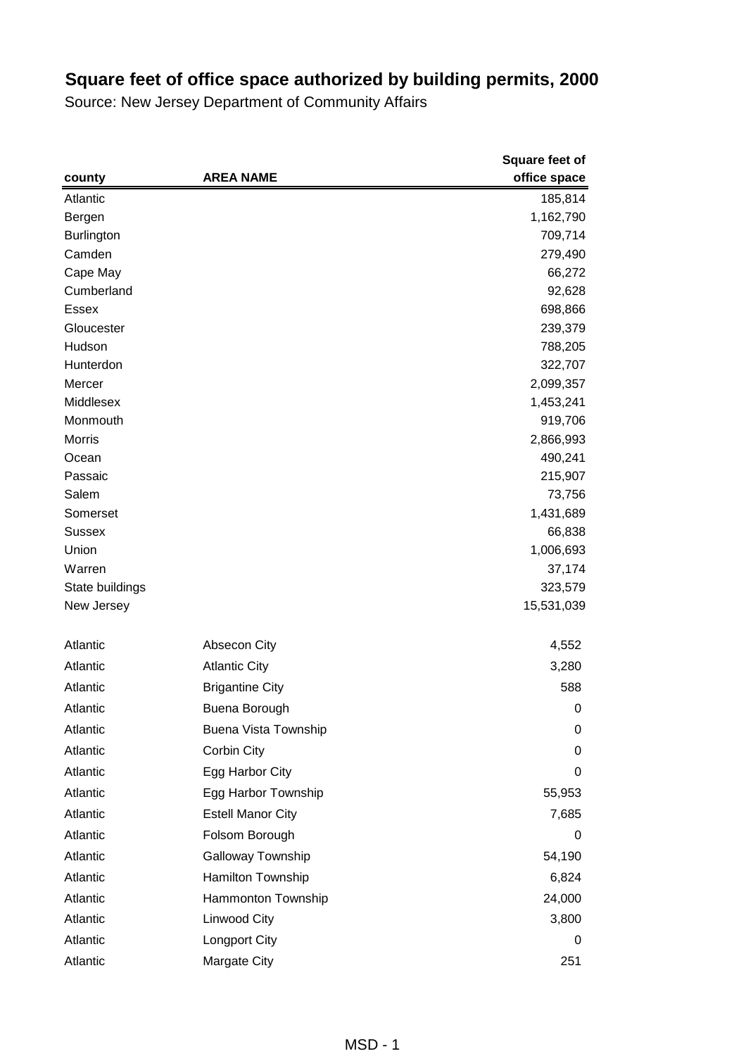# Square feet of office space authorized by building permits, 2000

Source: New Jersey Department of Community Affairs

| county | AREA NAME | Square feet of office space |
|---|---|---|
| Atlantic | | 185,814 |
| Bergen | | 1,162,790 |
| Burlington | | 709,714 |
| Camden | | 279,490 |
| Cape May | | 66,272 |
| Cumberland | | 92,628 |
| Essex | | 698,866 |
| Gloucester | | 239,379 |
| Hudson | | 788,205 |
| Hunterdon | | 322,707 |
| Mercer | | 2,099,357 |
| Middlesex | | 1,453,241 |
| Monmouth | | 919,706 |
| Morris | | 2,866,993 |
| Ocean | | 490,241 |
| Passaic | | 215,907 |
| Salem | | 73,756 |
| Somerset | | 1,431,689 |
| Sussex | | 66,838 |
| Union | | 1,006,693 |
| Warren | | 37,174 |
| State buildings | | 323,579 |
| New Jersey | | 15,531,039 |
| | | |
| Atlantic | Absecon City | 4,552 |
| Atlantic | Atlantic City | 3,280 |
| Atlantic | Brigantine City | 588 |
| Atlantic | Buena Borough | 0 |
| Atlantic | Buena Vista Township | 0 |
| Atlantic | Corbin City | 0 |
| Atlantic | Egg Harbor City | 0 |
| Atlantic | Egg Harbor Township | 55,953 |
| Atlantic | Estell Manor City | 7,685 |
| Atlantic | Folsom Borough | 0 |
| Atlantic | Galloway Township | 54,190 |
| Atlantic | Hamilton Township | 6,824 |
| Atlantic | Hammonton Township | 24,000 |
| Atlantic | Linwood City | 3,800 |
| Atlantic | Longport City | 0 |
| Atlantic | Margate City | 251 |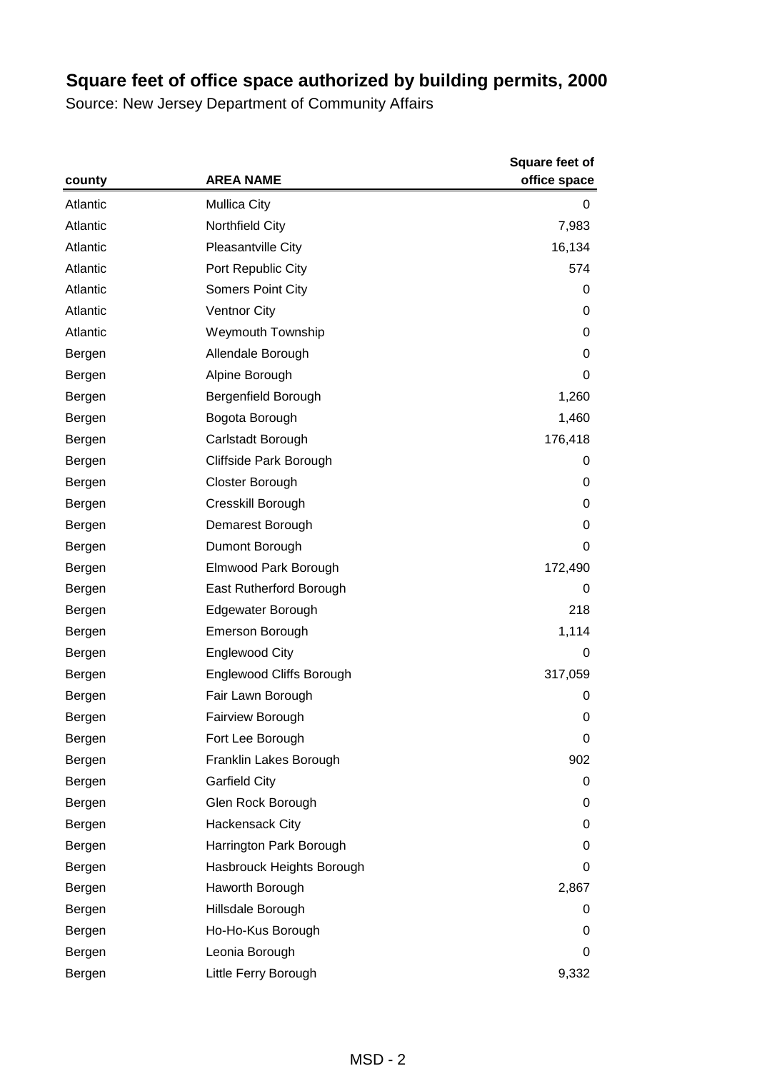# Square feet of office space authorized by building permits, 2000

Source: New Jersey Department of Community Affairs

| county | AREA NAME | Square feet of office space |
|---|---|---|
| Atlantic | Mullica City | 0 |
| Atlantic | Northfield City | 7,983 |
| Atlantic | Pleasantville City | 16,134 |
| Atlantic | Port Republic City | 574 |
| Atlantic | Somers Point City | 0 |
| Atlantic | Ventnor City | 0 |
| Atlantic | Weymouth Township | 0 |
| Bergen | Allendale Borough | 0 |
| Bergen | Alpine Borough | 0 |
| Bergen | Bergenfield Borough | 1,260 |
| Bergen | Bogota Borough | 1,460 |
| Bergen | Carlstadt Borough | 176,418 |
| Bergen | Cliffside Park Borough | 0 |
| Bergen | Closter Borough | 0 |
| Bergen | Cresskill Borough | 0 |
| Bergen | Demarest Borough | 0 |
| Bergen | Dumont Borough | 0 |
| Bergen | Elmwood Park Borough | 172,490 |
| Bergen | East Rutherford Borough | 0 |
| Bergen | Edgewater Borough | 218 |
| Bergen | Emerson Borough | 1,114 |
| Bergen | Englewood City | 0 |
| Bergen | Englewood Cliffs Borough | 317,059 |
| Bergen | Fair Lawn Borough | 0 |
| Bergen | Fairview Borough | 0 |
| Bergen | Fort Lee Borough | 0 |
| Bergen | Franklin Lakes Borough | 902 |
| Bergen | Garfield City | 0 |
| Bergen | Glen Rock Borough | 0 |
| Bergen | Hackensack City | 0 |
| Bergen | Harrington Park Borough | 0 |
| Bergen | Hasbrouck Heights Borough | 0 |
| Bergen | Haworth Borough | 2,867 |
| Bergen | Hillsdale Borough | 0 |
| Bergen | Ho-Ho-Kus Borough | 0 |
| Bergen | Leonia Borough | 0 |
| Bergen | Little Ferry Borough | 9,332 |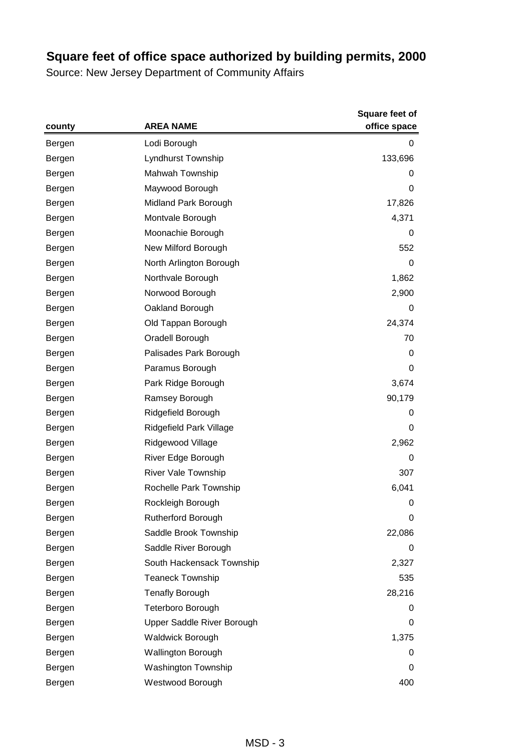# Square feet of office space authorized by building permits, 2000

Source: New Jersey Department of Community Affairs

| county | AREA NAME | Square feet of office space |
|---|---|---|
| Bergen | Lodi Borough | 0 |
| Bergen | Lyndhurst Township | 133,696 |
| Bergen | Mahwah Township | 0 |
| Bergen | Maywood Borough | 0 |
| Bergen | Midland Park Borough | 17,826 |
| Bergen | Montvale Borough | 4,371 |
| Bergen | Moonachie Borough | 0 |
| Bergen | New Milford Borough | 552 |
| Bergen | North Arlington Borough | 0 |
| Bergen | Northvale Borough | 1,862 |
| Bergen | Norwood Borough | 2,900 |
| Bergen | Oakland Borough | 0 |
| Bergen | Old Tappan Borough | 24,374 |
| Bergen | Oradell Borough | 70 |
| Bergen | Palisades Park Borough | 0 |
| Bergen | Paramus Borough | 0 |
| Bergen | Park Ridge Borough | 3,674 |
| Bergen | Ramsey Borough | 90,179 |
| Bergen | Ridgefield Borough | 0 |
| Bergen | Ridgefield Park Village | 0 |
| Bergen | Ridgewood Village | 2,962 |
| Bergen | River Edge Borough | 0 |
| Bergen | River Vale Township | 307 |
| Bergen | Rochelle Park Township | 6,041 |
| Bergen | Rockleigh Borough | 0 |
| Bergen | Rutherford Borough | 0 |
| Bergen | Saddle Brook Township | 22,086 |
| Bergen | Saddle River Borough | 0 |
| Bergen | South Hackensack Township | 2,327 |
| Bergen | Teaneck Township | 535 |
| Bergen | Tenafly Borough | 28,216 |
| Bergen | Teterboro Borough | 0 |
| Bergen | Upper Saddle River Borough | 0 |
| Bergen | Waldwick Borough | 1,375 |
| Bergen | Wallington Borough | 0 |
| Bergen | Washington Township | 0 |
| Bergen | Westwood Borough | 400 |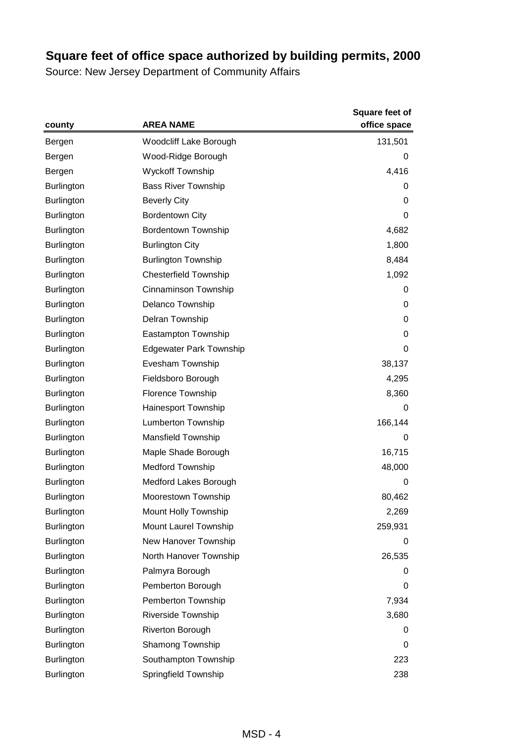# Square feet of office space authorized by building permits, 2000

Source: New Jersey Department of Community Affairs

| county | AREA NAME | Square feet of office space |
|---|---|---|
| Bergen | Woodcliff Lake Borough | 131,501 |
| Bergen | Wood-Ridge Borough | 0 |
| Bergen | Wyckoff Township | 4,416 |
| Burlington | Bass River Township | 0 |
| Burlington | Beverly City | 0 |
| Burlington | Bordentown City | 0 |
| Burlington | Bordentown Township | 4,682 |
| Burlington | Burlington City | 1,800 |
| Burlington | Burlington Township | 8,484 |
| Burlington | Chesterfield Township | 1,092 |
| Burlington | Cinnaminson Township | 0 |
| Burlington | Delanco Township | 0 |
| Burlington | Delran Township | 0 |
| Burlington | Eastampton Township | 0 |
| Burlington | Edgewater Park Township | 0 |
| Burlington | Evesham Township | 38,137 |
| Burlington | Fieldsboro Borough | 4,295 |
| Burlington | Florence Township | 8,360 |
| Burlington | Hainesport Township | 0 |
| Burlington | Lumberton Township | 166,144 |
| Burlington | Mansfield Township | 0 |
| Burlington | Maple Shade Borough | 16,715 |
| Burlington | Medford Township | 48,000 |
| Burlington | Medford Lakes Borough | 0 |
| Burlington | Moorestown Township | 80,462 |
| Burlington | Mount Holly Township | 2,269 |
| Burlington | Mount Laurel Township | 259,931 |
| Burlington | New Hanover Township | 0 |
| Burlington | North Hanover Township | 26,535 |
| Burlington | Palmyra Borough | 0 |
| Burlington | Pemberton Borough | 0 |
| Burlington | Pemberton Township | 7,934 |
| Burlington | Riverside Township | 3,680 |
| Burlington | Riverton Borough | 0 |
| Burlington | Shamong Township | 0 |
| Burlington | Southampton Township | 223 |
| Burlington | Springfield Township | 238 |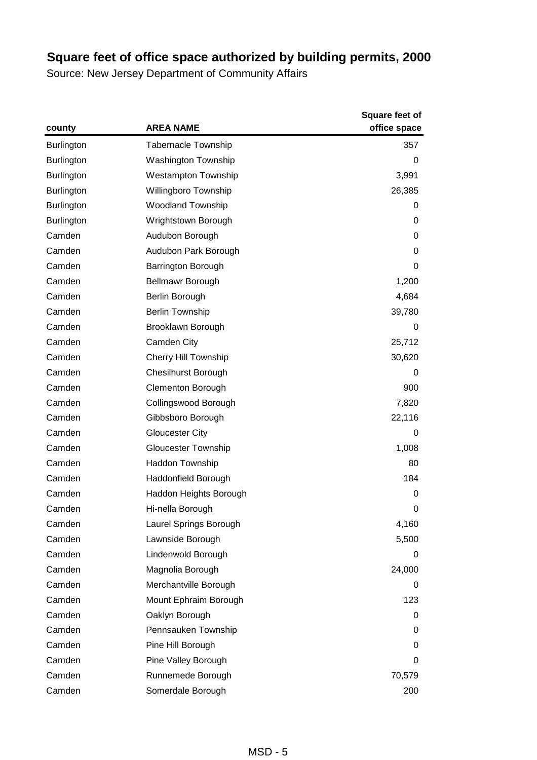# Square feet of office space authorized by building permits, 2000

Source: New Jersey Department of Community Affairs

| county | AREA NAME | Square feet of office space |
|---|---|---|
| Burlington | Tabernacle Township | 357 |
| Burlington | Washington Township | 0 |
| Burlington | Westampton Township | 3,991 |
| Burlington | Willingboro Township | 26,385 |
| Burlington | Woodland Township | 0 |
| Burlington | Wrightstown Borough | 0 |
| Camden | Audubon Borough | 0 |
| Camden | Audubon Park Borough | 0 |
| Camden | Barrington Borough | 0 |
| Camden | Bellmawr Borough | 1,200 |
| Camden | Berlin Borough | 4,684 |
| Camden | Berlin Township | 39,780 |
| Camden | Brooklawn Borough | 0 |
| Camden | Camden City | 25,712 |
| Camden | Cherry Hill Township | 30,620 |
| Camden | Chesilhurst Borough | 0 |
| Camden | Clementon Borough | 900 |
| Camden | Collingswood Borough | 7,820 |
| Camden | Gibbsboro Borough | 22,116 |
| Camden | Gloucester City | 0 |
| Camden | Gloucester Township | 1,008 |
| Camden | Haddon Township | 80 |
| Camden | Haddonfield Borough | 184 |
| Camden | Haddon Heights Borough | 0 |
| Camden | Hi-nella Borough | 0 |
| Camden | Laurel Springs Borough | 4,160 |
| Camden | Lawnside Borough | 5,500 |
| Camden | Lindenwold Borough | 0 |
| Camden | Magnolia Borough | 24,000 |
| Camden | Merchantville Borough | 0 |
| Camden | Mount Ephraim Borough | 123 |
| Camden | Oaklyn Borough | 0 |
| Camden | Pennsauken Township | 0 |
| Camden | Pine Hill Borough | 0 |
| Camden | Pine Valley Borough | 0 |
| Camden | Runnemede Borough | 70,579 |
| Camden | Somerdale Borough | 200 |

MSD - 5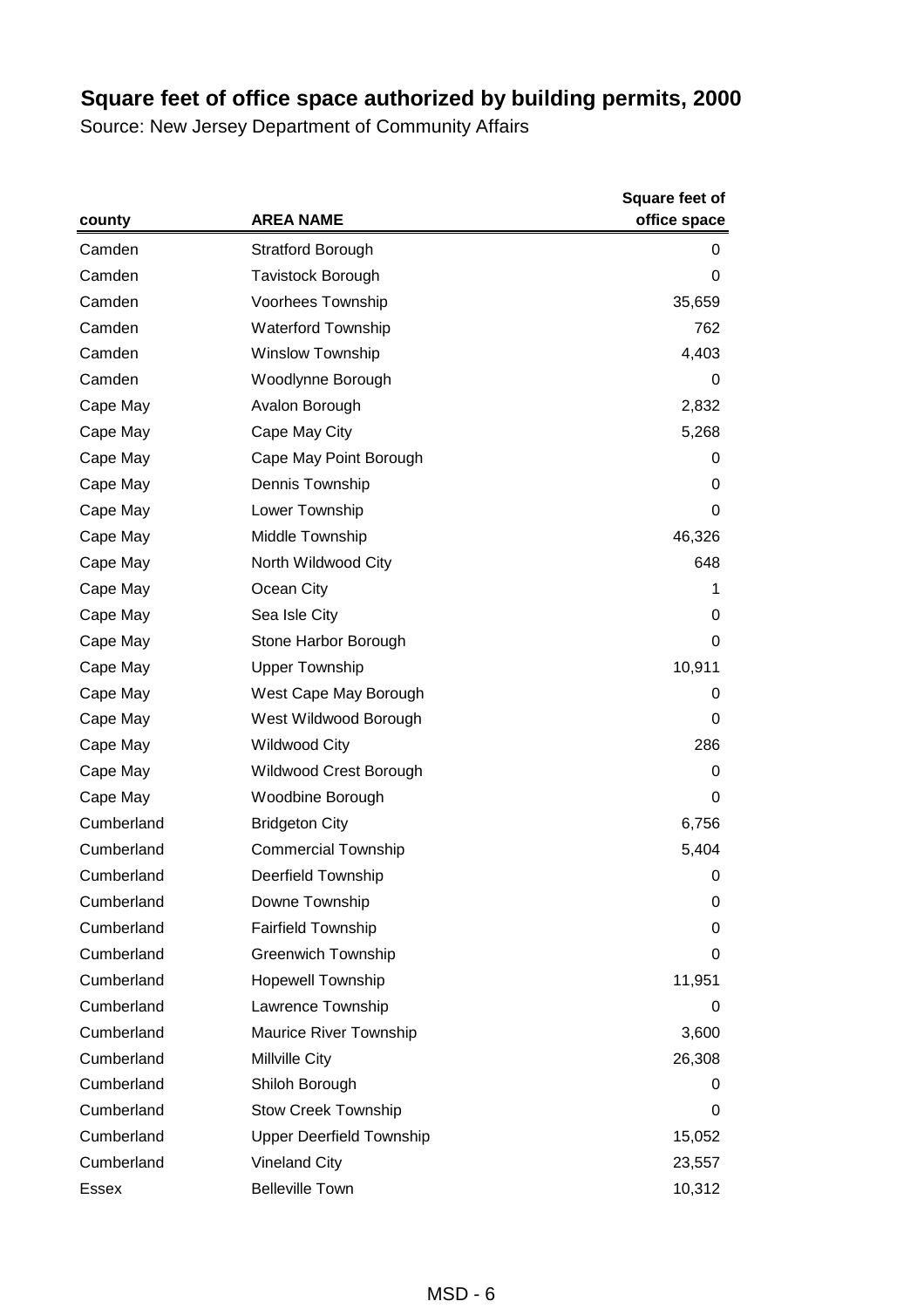# Square feet of office space authorized by building permits, 2000

Source: New Jersey Department of Community Affairs

| county | AREA NAME | Square feet of office space |
|---|---|---|
| Camden | Stratford Borough | 0 |
| Camden | Tavistock Borough | 0 |
| Camden | Voorhees Township | 35,659 |
| Camden | Waterford Township | 762 |
| Camden | Winslow Township | 4,403 |
| Camden | Woodlynne Borough | 0 |
| Cape May | Avalon Borough | 2,832 |
| Cape May | Cape May City | 5,268 |
| Cape May | Cape May Point Borough | 0 |
| Cape May | Dennis Township | 0 |
| Cape May | Lower Township | 0 |
| Cape May | Middle Township | 46,326 |
| Cape May | North Wildwood City | 648 |
| Cape May | Ocean City | 1 |
| Cape May | Sea Isle City | 0 |
| Cape May | Stone Harbor Borough | 0 |
| Cape May | Upper Township | 10,911 |
| Cape May | West Cape May Borough | 0 |
| Cape May | West Wildwood Borough | 0 |
| Cape May | Wildwood City | 286 |
| Cape May | Wildwood Crest Borough | 0 |
| Cape May | Woodbine Borough | 0 |
| Cumberland | Bridgeton City | 6,756 |
| Cumberland | Commercial Township | 5,404 |
| Cumberland | Deerfield Township | 0 |
| Cumberland | Downe Township | 0 |
| Cumberland | Fairfield Township | 0 |
| Cumberland | Greenwich Township | 0 |
| Cumberland | Hopewell Township | 11,951 |
| Cumberland | Lawrence Township | 0 |
| Cumberland | Maurice River Township | 3,600 |
| Cumberland | Millville City | 26,308 |
| Cumberland | Shiloh Borough | 0 |
| Cumberland | Stow Creek Township | 0 |
| Cumberland | Upper Deerfield Township | 15,052 |
| Cumberland | Vineland City | 23,557 |
| Essex | Belleville Town | 10,312 |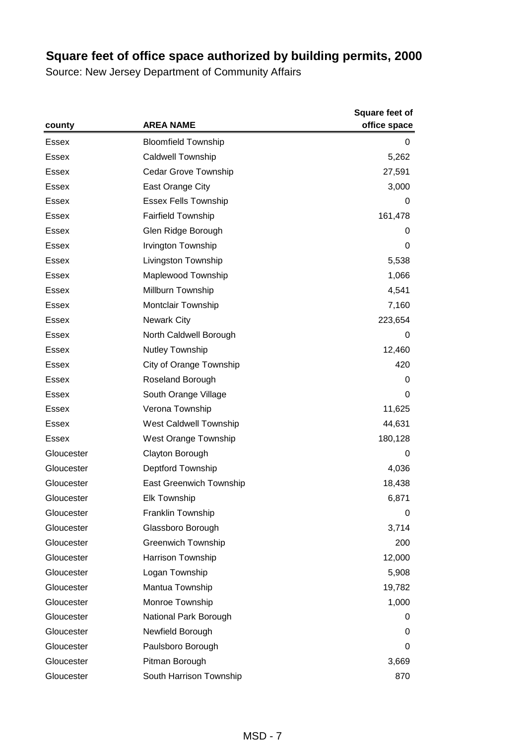# Square feet of office space authorized by building permits, 2000

Source: New Jersey Department of Community Affairs

| county | AREA NAME | Square feet of office space |
|---|---|---|
| Essex | Bloomfield Township | 0 |
| Essex | Caldwell Township | 5,262 |
| Essex | Cedar Grove Township | 27,591 |
| Essex | East Orange City | 3,000 |
| Essex | Essex Fells Township | 0 |
| Essex | Fairfield Township | 161,478 |
| Essex | Glen Ridge Borough | 0 |
| Essex | Irvington Township | 0 |
| Essex | Livingston Township | 5,538 |
| Essex | Maplewood Township | 1,066 |
| Essex | Millburn Township | 4,541 |
| Essex | Montclair Township | 7,160 |
| Essex | Newark City | 223,654 |
| Essex | North Caldwell Borough | 0 |
| Essex | Nutley Township | 12,460 |
| Essex | City of Orange Township | 420 |
| Essex | Roseland Borough | 0 |
| Essex | South Orange Village | 0 |
| Essex | Verona Township | 11,625 |
| Essex | West Caldwell Township | 44,631 |
| Essex | West Orange Township | 180,128 |
| Gloucester | Clayton Borough | 0 |
| Gloucester | Deptford Township | 4,036 |
| Gloucester | East Greenwich Township | 18,438 |
| Gloucester | Elk Township | 6,871 |
| Gloucester | Franklin Township | 0 |
| Gloucester | Glassboro Borough | 3,714 |
| Gloucester | Greenwich Township | 200 |
| Gloucester | Harrison Township | 12,000 |
| Gloucester | Logan Township | 5,908 |
| Gloucester | Mantua Township | 19,782 |
| Gloucester | Monroe Township | 1,000 |
| Gloucester | National Park Borough | 0 |
| Gloucester | Newfield Borough | 0 |
| Gloucester | Paulsboro Borough | 0 |
| Gloucester | Pitman Borough | 3,669 |
| Gloucester | South Harrison Township | 870 |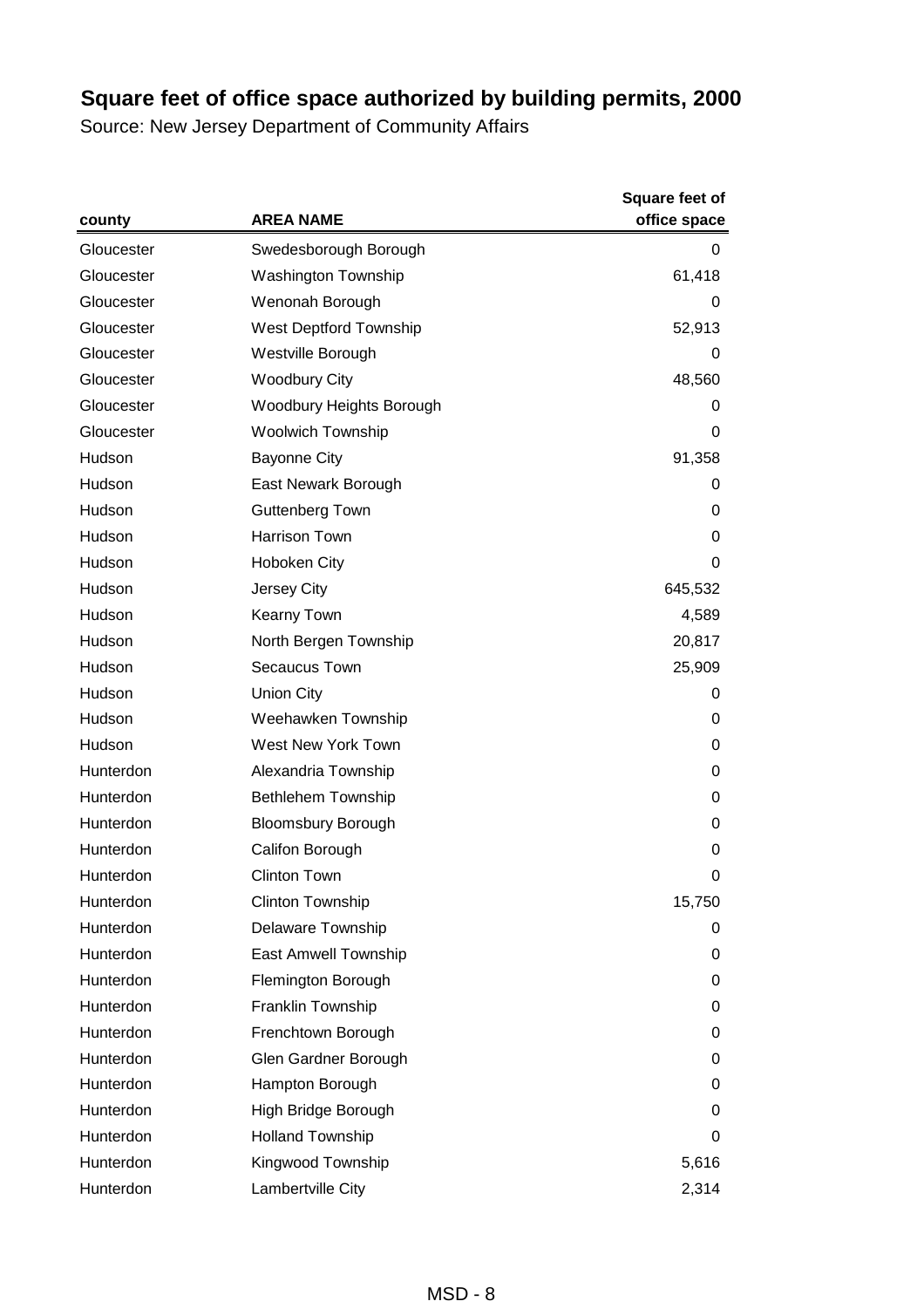# Square feet of office space authorized by building permits, 2000

Source: New Jersey Department of Community Affairs

| county | AREA NAME | Square feet of office space |
|---|---|---|
| Gloucester | Swedesborough Borough | 0 |
| Gloucester | Washington Township | 61,418 |
| Gloucester | Wenonah Borough | 0 |
| Gloucester | West Deptford Township | 52,913 |
| Gloucester | Westville Borough | 0 |
| Gloucester | Woodbury City | 48,560 |
| Gloucester | Woodbury Heights Borough | 0 |
| Gloucester | Woolwich Township | 0 |
| Hudson | Bayonne City | 91,358 |
| Hudson | East Newark Borough | 0 |
| Hudson | Guttenberg Town | 0 |
| Hudson | Harrison Town | 0 |
| Hudson | Hoboken City | 0 |
| Hudson | Jersey City | 645,532 |
| Hudson | Kearny Town | 4,589 |
| Hudson | North Bergen Township | 20,817 |
| Hudson | Secaucus Town | 25,909 |
| Hudson | Union City | 0 |
| Hudson | Weehawken Township | 0 |
| Hudson | West New York Town | 0 |
| Hunterdon | Alexandria Township | 0 |
| Hunterdon | Bethlehem Township | 0 |
| Hunterdon | Bloomsbury Borough | 0 |
| Hunterdon | Califon Borough | 0 |
| Hunterdon | Clinton Town | 0 |
| Hunterdon | Clinton Township | 15,750 |
| Hunterdon | Delaware Township | 0 |
| Hunterdon | East Amwell Township | 0 |
| Hunterdon | Flemington Borough | 0 |
| Hunterdon | Franklin Township | 0 |
| Hunterdon | Frenchtown Borough | 0 |
| Hunterdon | Glen Gardner Borough | 0 |
| Hunterdon | Hampton Borough | 0 |
| Hunterdon | High Bridge Borough | 0 |
| Hunterdon | Holland Township | 0 |
| Hunterdon | Kingwood Township | 5,616 |
| Hunterdon | Lambertville City | 2,314 |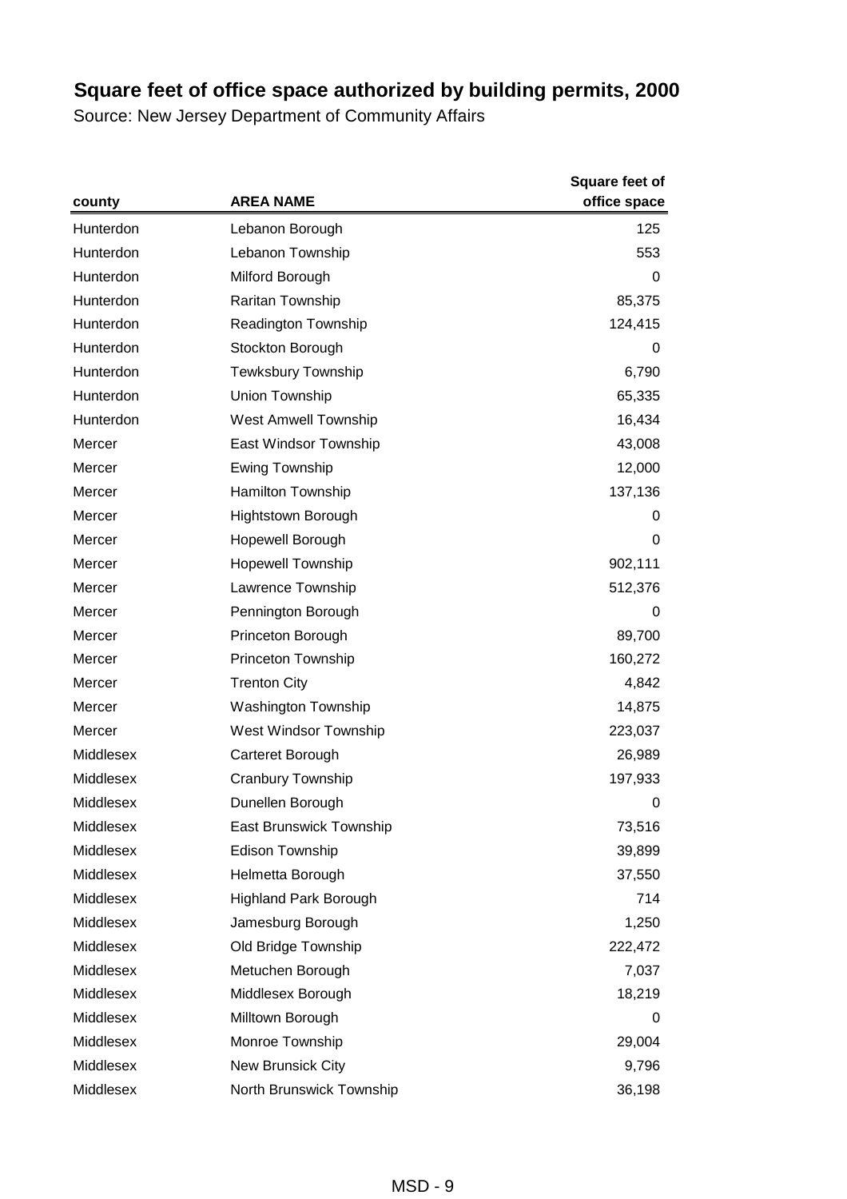# Square feet of office space authorized by building permits, 2000

Source: New Jersey Department of Community Affairs

| county | AREA NAME | Square feet of office space |
|---|---|---:|
| Hunterdon | Lebanon Borough | 125 |
| Hunterdon | Lebanon Township | 553 |
| Hunterdon | Milford Borough | 0 |
| Hunterdon | Raritan Township | 85,375 |
| Hunterdon | Readington Township | 124,415 |
| Hunterdon | Stockton Borough | 0 |
| Hunterdon | Tewksbury Township | 6,790 |
| Hunterdon | Union Township | 65,335 |
| Hunterdon | West Amwell Township | 16,434 |
| Mercer | East Windsor Township | 43,008 |
| Mercer | Ewing Township | 12,000 |
| Mercer | Hamilton Township | 137,136 |
| Mercer | Hightstown Borough | 0 |
| Mercer | Hopewell Borough | 0 |
| Mercer | Hopewell Township | 902,111 |
| Mercer | Lawrence Township | 512,376 |
| Mercer | Pennington Borough | 0 |
| Mercer | Princeton Borough | 89,700 |
| Mercer | Princeton Township | 160,272 |
| Mercer | Trenton City | 4,842 |
| Mercer | Washington Township | 14,875 |
| Mercer | West Windsor Township | 223,037 |
| Middlesex | Carteret Borough | 26,989 |
| Middlesex | Cranbury Township | 197,933 |
| Middlesex | Dunellen Borough | 0 |
| Middlesex | East Brunswick Township | 73,516 |
| Middlesex | Edison Township | 39,899 |
| Middlesex | Helmetta Borough | 37,550 |
| Middlesex | Highland Park Borough | 714 |
| Middlesex | Jamesburg Borough | 1,250 |
| Middlesex | Old Bridge Township | 222,472 |
| Middlesex | Metuchen Borough | 7,037 |
| Middlesex | Middlesex Borough | 18,219 |
| Middlesex | Milltown Borough | 0 |
| Middlesex | Monroe Township | 29,004 |
| Middlesex | New Brunsick City | 9,796 |
| Middlesex | North Brunswick Township | 36,198 |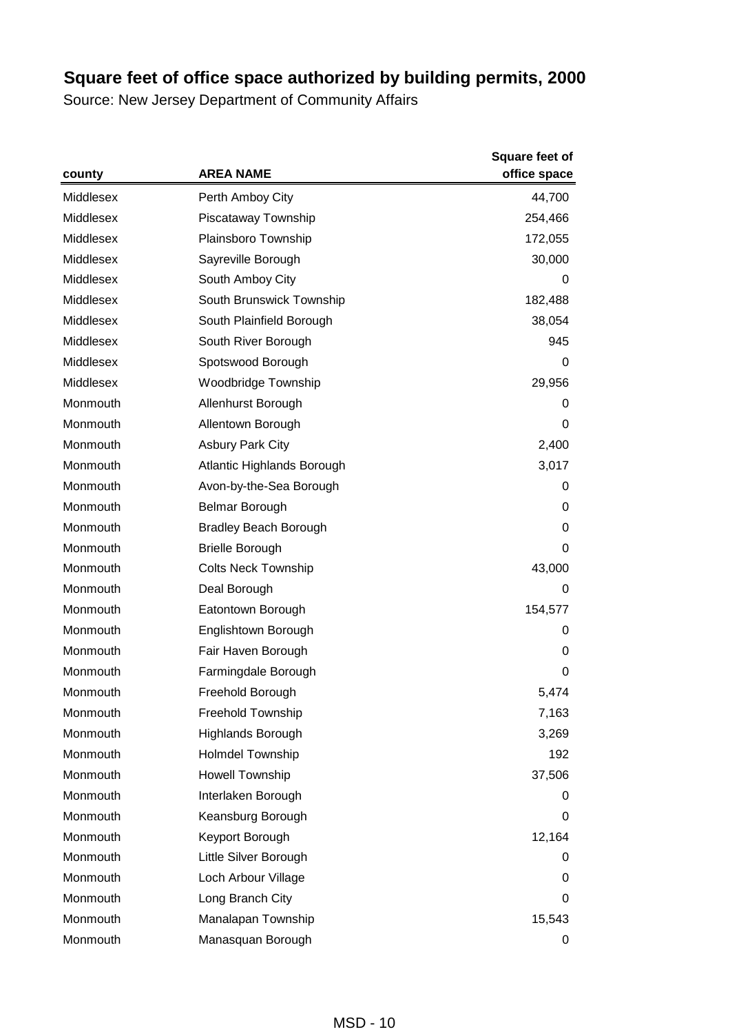# Square feet of office space authorized by building permits, 2000

Source: New Jersey Department of Community Affairs

| county | AREA NAME | Square feet of office space |
|---|---|---|
| Middlesex | Perth Amboy City | 44,700 |
| Middlesex | Piscataway Township | 254,466 |
| Middlesex | Plainsboro Township | 172,055 |
| Middlesex | Sayreville Borough | 30,000 |
| Middlesex | South Amboy City | 0 |
| Middlesex | South Brunswick Township | 182,488 |
| Middlesex | South Plainfield Borough | 38,054 |
| Middlesex | South River Borough | 945 |
| Middlesex | Spotswood Borough | 0 |
| Middlesex | Woodbridge Township | 29,956 |
| Monmouth | Allenhurst Borough | 0 |
| Monmouth | Allentown Borough | 0 |
| Monmouth | Asbury Park City | 2,400 |
| Monmouth | Atlantic Highlands Borough | 3,017 |
| Monmouth | Avon-by-the-Sea Borough | 0 |
| Monmouth | Belmar Borough | 0 |
| Monmouth | Bradley Beach Borough | 0 |
| Monmouth | Brielle Borough | 0 |
| Monmouth | Colts Neck Township | 43,000 |
| Monmouth | Deal Borough | 0 |
| Monmouth | Eatontown Borough | 154,577 |
| Monmouth | Englishtown Borough | 0 |
| Monmouth | Fair Haven Borough | 0 |
| Monmouth | Farmingdale Borough | 0 |
| Monmouth | Freehold Borough | 5,474 |
| Monmouth | Freehold Township | 7,163 |
| Monmouth | Highlands Borough | 3,269 |
| Monmouth | Holmdel Township | 192 |
| Monmouth | Howell Township | 37,506 |
| Monmouth | Interlaken Borough | 0 |
| Monmouth | Keansburg Borough | 0 |
| Monmouth | Keyport Borough | 12,164 |
| Monmouth | Little Silver Borough | 0 |
| Monmouth | Loch Arbour Village | 0 |
| Monmouth | Long Branch City | 0 |
| Monmouth | Manalapan Township | 15,543 |
| Monmouth | Manasquan Borough | 0 |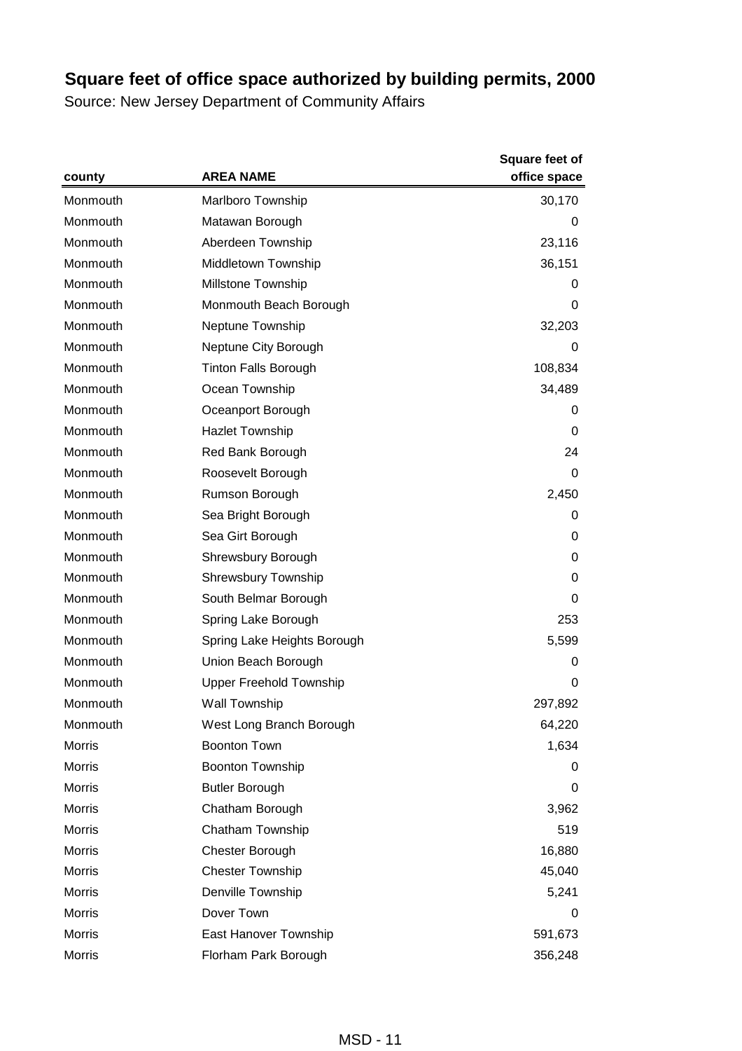## Square feet of office space authorized by building permits, 2000

Source: New Jersey Department of Community Affairs

| county | AREA NAME | Square feet of office space |
|---|---|---|
| Monmouth | Marlboro Township | 30,170 |
| Monmouth | Matawan Borough | 0 |
| Monmouth | Aberdeen Township | 23,116 |
| Monmouth | Middletown Township | 36,151 |
| Monmouth | Millstone Township | 0 |
| Monmouth | Monmouth Beach Borough | 0 |
| Monmouth | Neptune Township | 32,203 |
| Monmouth | Neptune City Borough | 0 |
| Monmouth | Tinton Falls Borough | 108,834 |
| Monmouth | Ocean Township | 34,489 |
| Monmouth | Oceanport Borough | 0 |
| Monmouth | Hazlet Township | 0 |
| Monmouth | Red Bank Borough | 24 |
| Monmouth | Roosevelt Borough | 0 |
| Monmouth | Rumson Borough | 2,450 |
| Monmouth | Sea Bright Borough | 0 |
| Monmouth | Sea Girt Borough | 0 |
| Monmouth | Shrewsbury Borough | 0 |
| Monmouth | Shrewsbury Township | 0 |
| Monmouth | South Belmar Borough | 0 |
| Monmouth | Spring Lake Borough | 253 |
| Monmouth | Spring Lake Heights Borough | 5,599 |
| Monmouth | Union Beach Borough | 0 |
| Monmouth | Upper Freehold Township | 0 |
| Monmouth | Wall Township | 297,892 |
| Monmouth | West Long Branch Borough | 64,220 |
| Morris | Boonton Town | 1,634 |
| Morris | Boonton Township | 0 |
| Morris | Butler Borough | 0 |
| Morris | Chatham Borough | 3,962 |
| Morris | Chatham Township | 519 |
| Morris | Chester Borough | 16,880 |
| Morris | Chester Township | 45,040 |
| Morris | Denville Township | 5,241 |
| Morris | Dover Town | 0 |
| Morris | East Hanover Township | 591,673 |
| Morris | Florham Park Borough | 356,248 |

MSD - 11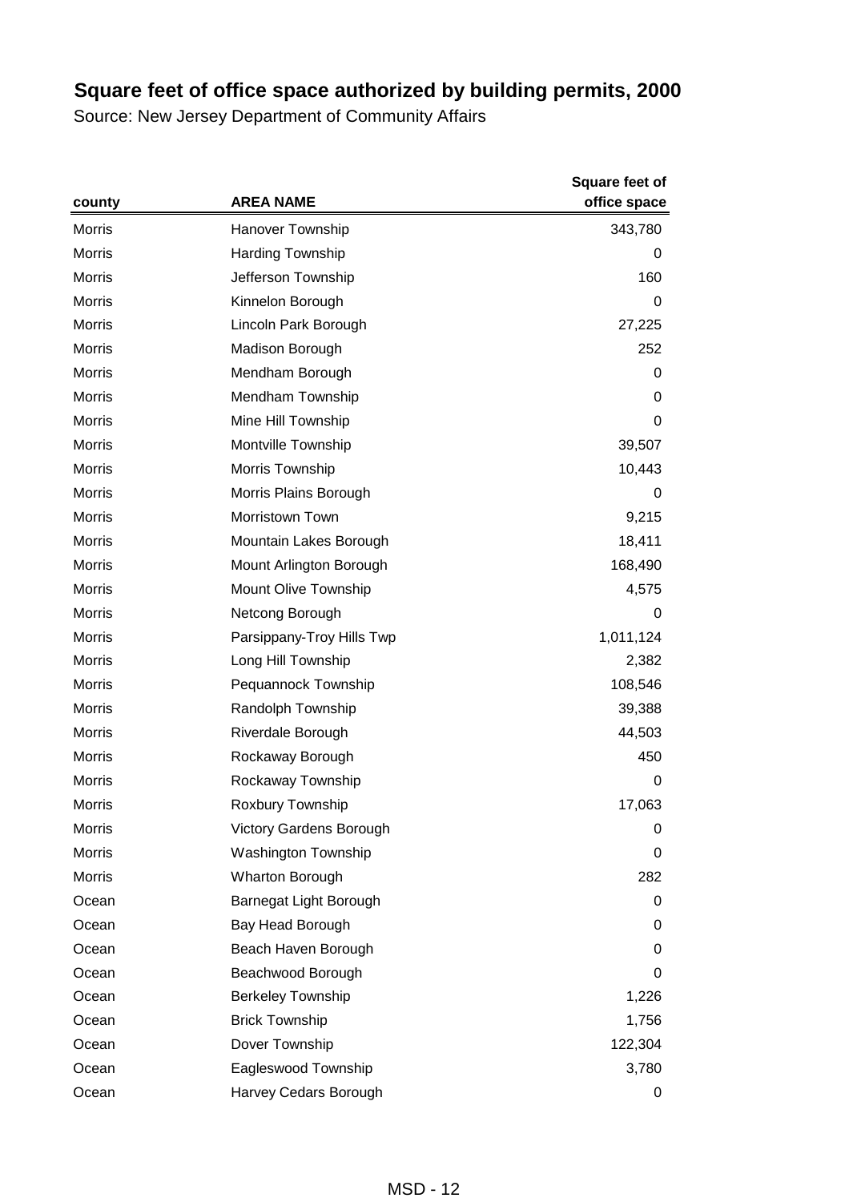# Square feet of office space authorized by building permits, 2000

Source: New Jersey Department of Community Affairs

| county | AREA NAME | Square feet of office space |
|---|---|---|
| Morris | Hanover Township | 343,780 |
| Morris | Harding Township | 0 |
| Morris | Jefferson Township | 160 |
| Morris | Kinnelon Borough | 0 |
| Morris | Lincoln Park Borough | 27,225 |
| Morris | Madison Borough | 252 |
| Morris | Mendham Borough | 0 |
| Morris | Mendham Township | 0 |
| Morris | Mine Hill Township | 0 |
| Morris | Montville Township | 39,507 |
| Morris | Morris Township | 10,443 |
| Morris | Morris Plains Borough | 0 |
| Morris | Morristown Town | 9,215 |
| Morris | Mountain Lakes Borough | 18,411 |
| Morris | Mount Arlington Borough | 168,490 |
| Morris | Mount Olive Township | 4,575 |
| Morris | Netcong Borough | 0 |
| Morris | Parsippany-Troy Hills Twp | 1,011,124 |
| Morris | Long Hill Township | 2,382 |
| Morris | Pequannock Township | 108,546 |
| Morris | Randolph Township | 39,388 |
| Morris | Riverdale Borough | 44,503 |
| Morris | Rockaway Borough | 450 |
| Morris | Rockaway Township | 0 |
| Morris | Roxbury Township | 17,063 |
| Morris | Victory Gardens Borough | 0 |
| Morris | Washington Township | 0 |
| Morris | Wharton Borough | 282 |
| Ocean | Barnegat Light Borough | 0 |
| Ocean | Bay Head Borough | 0 |
| Ocean | Beach Haven Borough | 0 |
| Ocean | Beachwood Borough | 0 |
| Ocean | Berkeley Township | 1,226 |
| Ocean | Brick Township | 1,756 |
| Ocean | Dover Township | 122,304 |
| Ocean | Eagleswood Township | 3,780 |
| Ocean | Harvey Cedars Borough | 0 |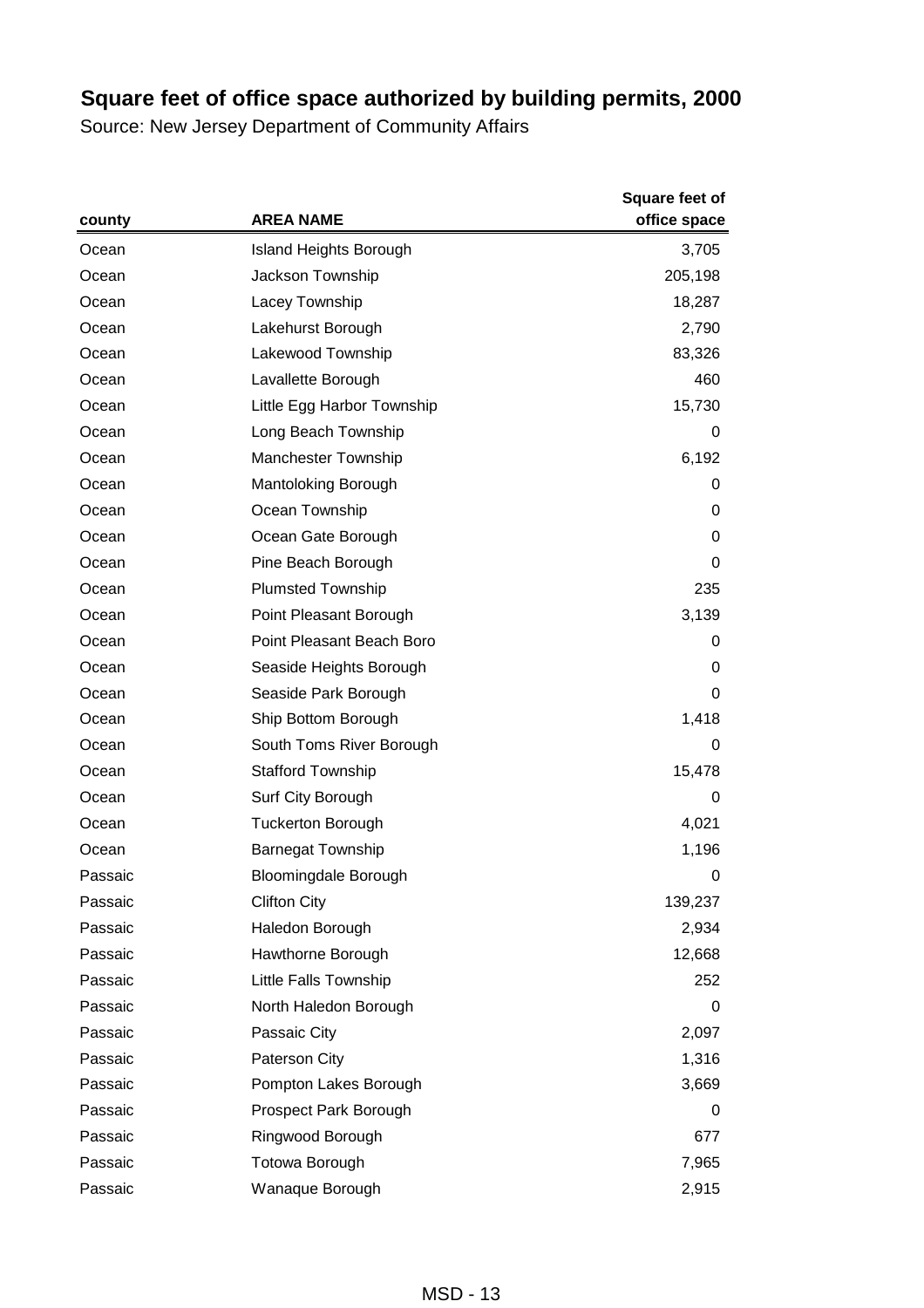# Square feet of office space authorized by building permits, 2000

Source: New Jersey Department of Community Affairs

| county | AREA NAME | Square feet of office space |
|---|---|---|
| Ocean | Island Heights Borough | 3,705 |
| Ocean | Jackson Township | 205,198 |
| Ocean | Lacey Township | 18,287 |
| Ocean | Lakehurst Borough | 2,790 |
| Ocean | Lakewood Township | 83,326 |
| Ocean | Lavallette Borough | 460 |
| Ocean | Little Egg Harbor Township | 15,730 |
| Ocean | Long Beach Township | 0 |
| Ocean | Manchester Township | 6,192 |
| Ocean | Mantoloking Borough | 0 |
| Ocean | Ocean Township | 0 |
| Ocean | Ocean Gate Borough | 0 |
| Ocean | Pine Beach Borough | 0 |
| Ocean | Plumsted Township | 235 |
| Ocean | Point Pleasant Borough | 3,139 |
| Ocean | Point Pleasant Beach Boro | 0 |
| Ocean | Seaside Heights Borough | 0 |
| Ocean | Seaside Park Borough | 0 |
| Ocean | Ship Bottom Borough | 1,418 |
| Ocean | South Toms River Borough | 0 |
| Ocean | Stafford Township | 15,478 |
| Ocean | Surf City Borough | 0 |
| Ocean | Tuckerton Borough | 4,021 |
| Ocean | Barnegat Township | 1,196 |
| Passaic | Bloomingdale Borough | 0 |
| Passaic | Clifton City | 139,237 |
| Passaic | Haledon Borough | 2,934 |
| Passaic | Hawthorne Borough | 12,668 |
| Passaic | Little Falls Township | 252 |
| Passaic | North Haledon Borough | 0 |
| Passaic | Passaic City | 2,097 |
| Passaic | Paterson City | 1,316 |
| Passaic | Pompton Lakes Borough | 3,669 |
| Passaic | Prospect Park Borough | 0 |
| Passaic | Ringwood Borough | 677 |
| Passaic | Totowa Borough | 7,965 |
| Passaic | Wanaque Borough | 2,915 |

MSD - 13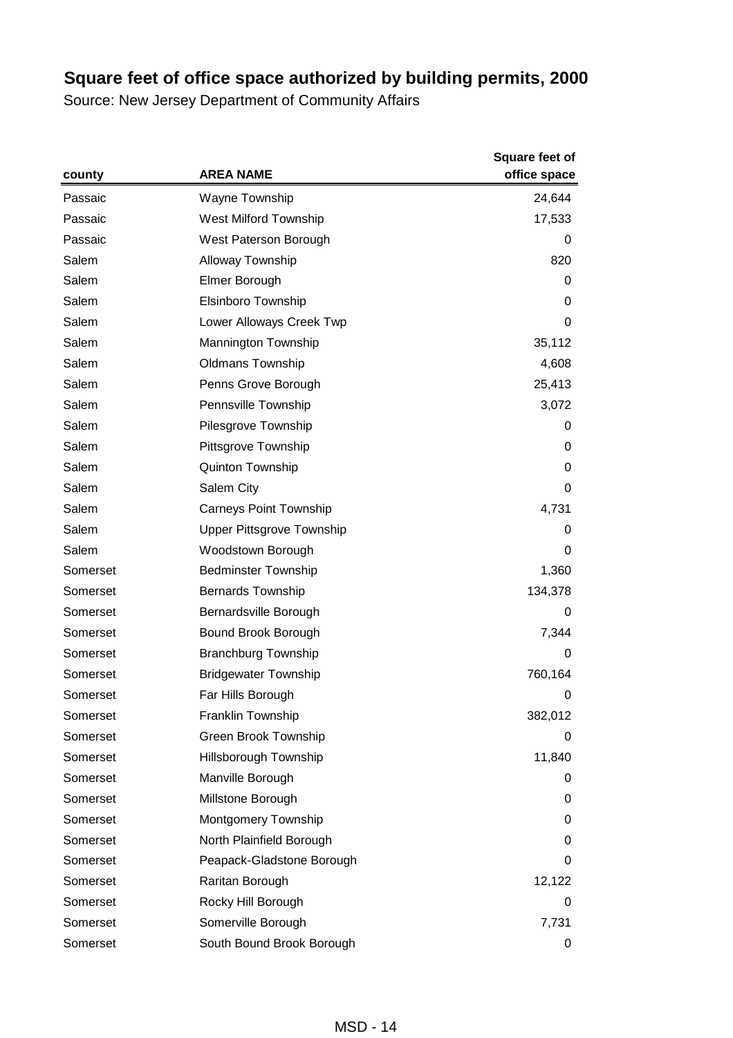# Square feet of office space authorized by building permits, 2000

Source: New Jersey Department of Community Affairs

| county | AREA NAME | Square feet of office space |
|---|---|---|
| Passaic | Wayne Township | 24,644 |
| Passaic | West Milford Township | 17,533 |
| Passaic | West Paterson Borough | 0 |
| Salem | Alloway Township | 820 |
| Salem | Elmer Borough | 0 |
| Salem | Elsinboro Township | 0 |
| Salem | Lower Alloways Creek Twp | 0 |
| Salem | Mannington Township | 35,112 |
| Salem | Oldmans Township | 4,608 |
| Salem | Penns Grove Borough | 25,413 |
| Salem | Pennsville Township | 3,072 |
| Salem | Pilesgrove Township | 0 |
| Salem | Pittsgrove Township | 0 |
| Salem | Quinton Township | 0 |
| Salem | Salem City | 0 |
| Salem | Carneys Point Township | 4,731 |
| Salem | Upper Pittsgrove Township | 0 |
| Salem | Woodstown Borough | 0 |
| Somerset | Bedminster Township | 1,360 |
| Somerset | Bernards Township | 134,378 |
| Somerset | Bernardsville Borough | 0 |
| Somerset | Bound Brook Borough | 7,344 |
| Somerset | Branchburg Township | 0 |
| Somerset | Bridgewater Township | 760,164 |
| Somerset | Far Hills Borough | 0 |
| Somerset | Franklin Township | 382,012 |
| Somerset | Green Brook Township | 0 |
| Somerset | Hillsborough Township | 11,840 |
| Somerset | Manville Borough | 0 |
| Somerset | Millstone Borough | 0 |
| Somerset | Montgomery Township | 0 |
| Somerset | North Plainfield Borough | 0 |
| Somerset | Peapack-Gladstone Borough | 0 |
| Somerset | Raritan Borough | 12,122 |
| Somerset | Rocky Hill Borough | 0 |
| Somerset | Somerville Borough | 7,731 |
| Somerset | South Bound Brook Borough | 0 |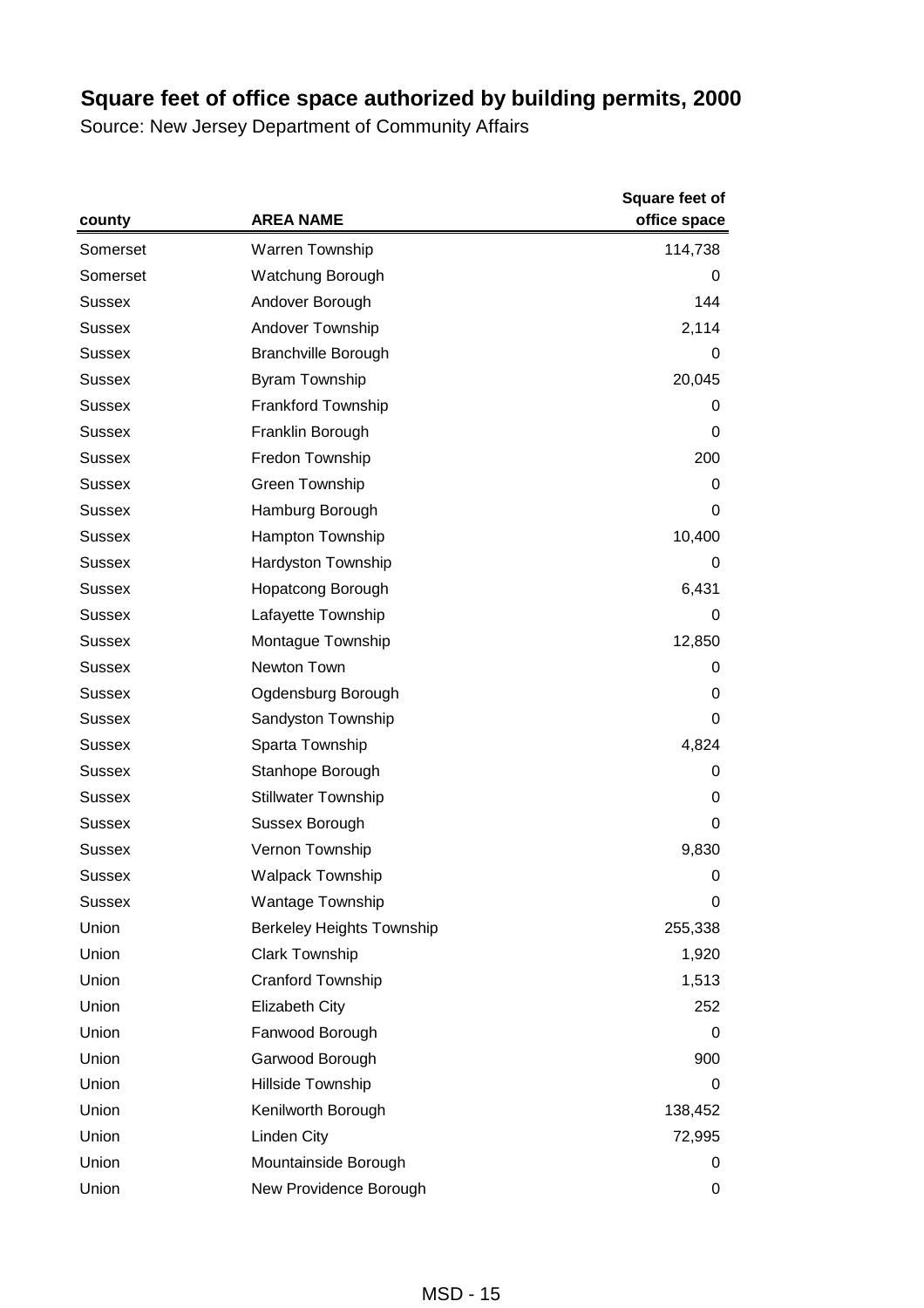# Square feet of office space authorized by building permits, 2000

Source: New Jersey Department of Community Affairs

| county | AREA NAME | Square feet of office space |
|---|---|---|
| Somerset | Warren Township | 114,738 |
| Somerset | Watchung Borough | 0 |
| Sussex | Andover Borough | 144 |
| Sussex | Andover Township | 2,114 |
| Sussex | Branchville Borough | 0 |
| Sussex | Byram Township | 20,045 |
| Sussex | Frankford Township | 0 |
| Sussex | Franklin Borough | 0 |
| Sussex | Fredon Township | 200 |
| Sussex | Green Township | 0 |
| Sussex | Hamburg Borough | 0 |
| Sussex | Hampton Township | 10,400 |
| Sussex | Hardyston Township | 0 |
| Sussex | Hopatcong Borough | 6,431 |
| Sussex | Lafayette Township | 0 |
| Sussex | Montague Township | 12,850 |
| Sussex | Newton Town | 0 |
| Sussex | Ogdensburg Borough | 0 |
| Sussex | Sandyston Township | 0 |
| Sussex | Sparta Township | 4,824 |
| Sussex | Stanhope Borough | 0 |
| Sussex | Stillwater Township | 0 |
| Sussex | Sussex Borough | 0 |
| Sussex | Vernon Township | 9,830 |
| Sussex | Walpack Township | 0 |
| Sussex | Wantage Township | 0 |
| Union | Berkeley Heights Township | 255,338 |
| Union | Clark Township | 1,920 |
| Union | Cranford Township | 1,513 |
| Union | Elizabeth City | 252 |
| Union | Fanwood Borough | 0 |
| Union | Garwood Borough | 900 |
| Union | Hillside Township | 0 |
| Union | Kenilworth Borough | 138,452 |
| Union | Linden City | 72,995 |
| Union | Mountainside Borough | 0 |
| Union | New Providence Borough | 0 |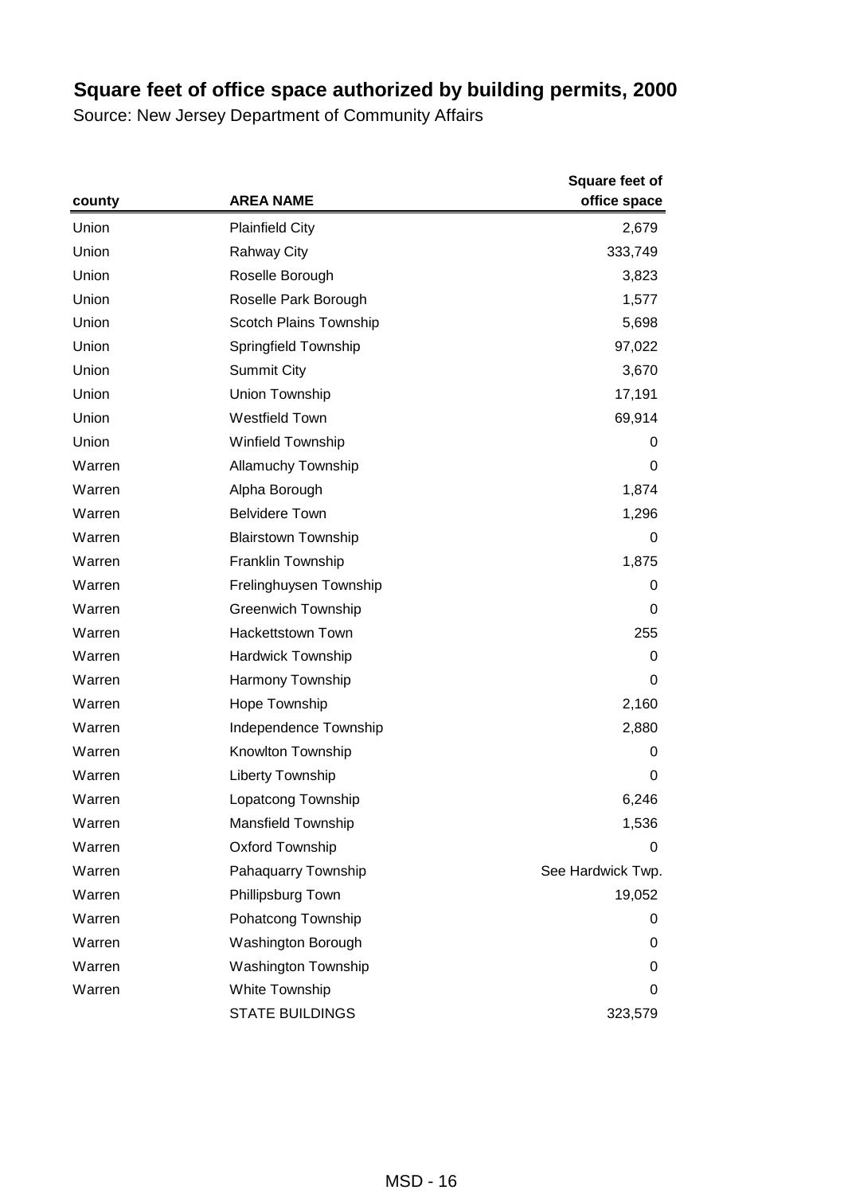# Square feet of office space authorized by building permits, 2000

Source: New Jersey Department of Community Affairs

| county | AREA NAME | Square feet of office space |
|---|---|---|
| Union | Plainfield City | 2,679 |
| Union | Rahway City | 333,749 |
| Union | Roselle Borough | 3,823 |
| Union | Roselle Park Borough | 1,577 |
| Union | Scotch Plains Township | 5,698 |
| Union | Springfield Township | 97,022 |
| Union | Summit City | 3,670 |
| Union | Union Township | 17,191 |
| Union | Westfield Town | 69,914 |
| Union | Winfield Township | 0 |
| Warren | Allamuchy Township | 0 |
| Warren | Alpha Borough | 1,874 |
| Warren | Belvidere Town | 1,296 |
| Warren | Blairstown Township | 0 |
| Warren | Franklin Township | 1,875 |
| Warren | Frelinghuysen Township | 0 |
| Warren | Greenwich Township | 0 |
| Warren | Hackettstown Town | 255 |
| Warren | Hardwick Township | 0 |
| Warren | Harmony Township | 0 |
| Warren | Hope Township | 2,160 |
| Warren | Independence Township | 2,880 |
| Warren | Knowlton Township | 0 |
| Warren | Liberty Township | 0 |
| Warren | Lopatcong Township | 6,246 |
| Warren | Mansfield Township | 1,536 |
| Warren | Oxford Township | 0 |
| Warren | Pahaquarry Township | See Hardwick Twp. |
| Warren | Phillipsburg Town | 19,052 |
| Warren | Pohatcong Township | 0 |
| Warren | Washington Borough | 0 |
| Warren | Washington Township | 0 |
| Warren | White Township | 0 |
| | STATE BUILDINGS | 323,579 |

MSD - 16